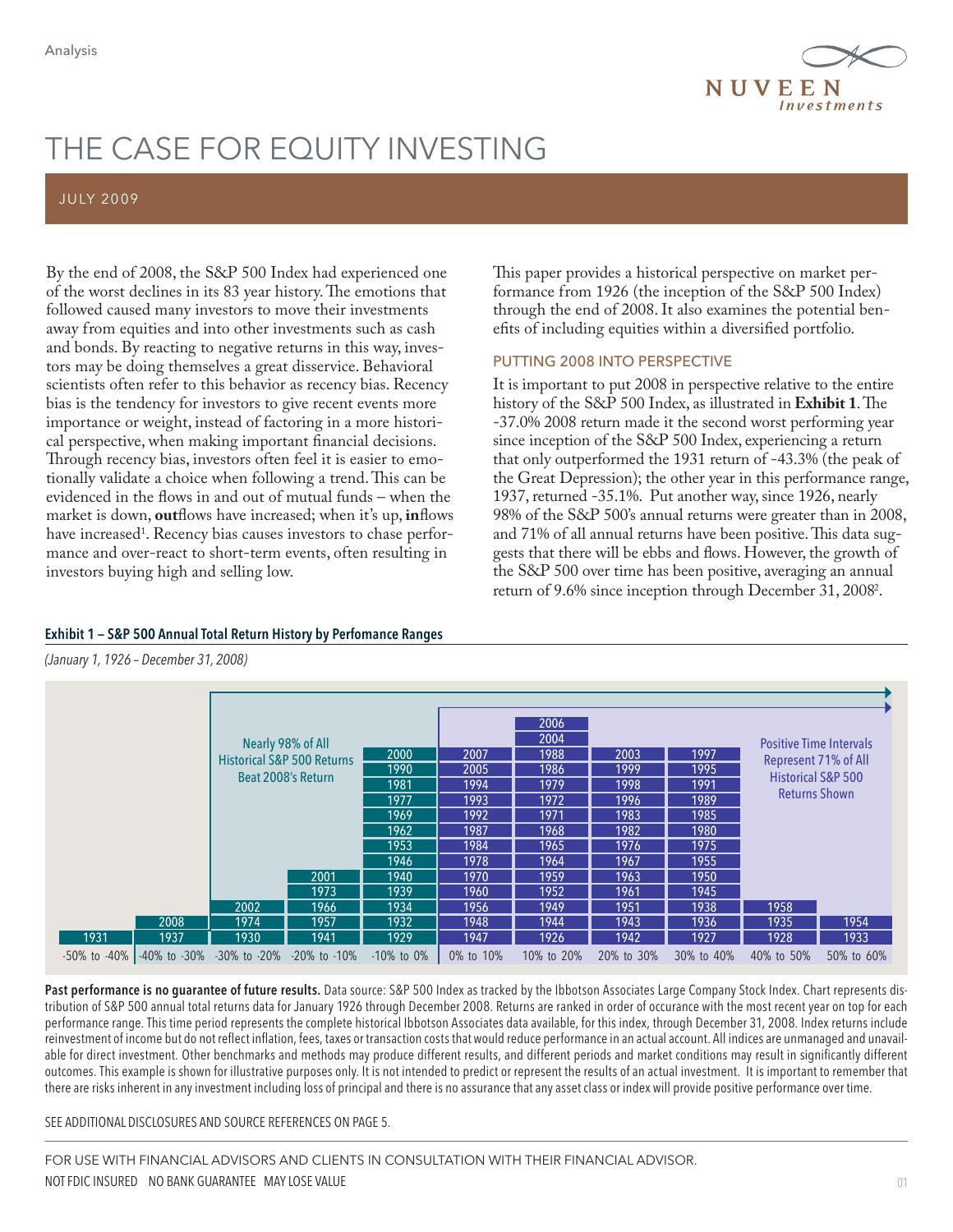# THE CASE FOR EQUITY INVESTING

JULY 2009

By the end of 2008, the S&P 500 Index had experienced one of the worst declines in its 83 year history. The emotions that followed caused many investors to move their investments away from equities and into other investments such as cash and bonds. By reacting to negative returns in this way, investors may be doing themselves a great disservice. Behavioral scientists often refer to this behavior as recency bias. Recency bias is the tendency for investors to give recent events more importance or weight, instead of factoring in a more historical perspective, when making important financial decisions. Through recency bias, investors often feel it is easier to emotionally validate a choice when following a trend. This can be evidenced in the flows in and out of mutual funds – when the market is down, **out**flows have increased; when it's up, **in**flows have increased[1]. Recency bias causes investors to chase performance and over-react to short-term events, often resulting in investors buying high and selling low.

This paper provides a historical perspective on market performance from 1926 (the inception of the S&P 500 Index) through the end of 2008. It also examines the potential benefits of including equities within a diversified portfolio.

## PUTTING 2008 INTO PERSPECTIVE

It is important to put 2008 in perspective relative to the entire history of the S&P 500 Index, as illustrated in **Exhibit 1**. The -37.0% 2008 return made it the second worst performing year since inception of the S&P 500 Index, experiencing a return that only outperformed the 1931 return of -43.3% (the peak of the Great Depression); the other year in this performance range, 1937, returned -35.1%. Put another way, since 1926, nearly 98% of the S&P 500's annual returns were greater than in 2008, and 71% of all annual returns have been positive. This data suggests that there will be ebbs and flows. However, the growth of the S&P 500 over time has been positive, averaging an annual return of 9.6% since inception through December 31, 2008[2].

**Exhibit 1 – S&P 500 Annual Total Return History by Perfomance Ranges**

*(January 1, 1926 – December 31, 2008)*

Nearly 98% of All Historical S&P 500 Returns Beat 2008's Return

Positive Time Intervals Represent 71% of All Historical S&P 500 Returns Shown

| -50% to -40% | -40% to -30% | -30% to -20% | -20% to -10% | -10% to 0% | 0% to 10% | 10% to 20% | 20% to 30% | 30% to 40% | 40% to 50% | 50% to 60% |
|---|---|---|---|---|---|---|---|---|---|---|
| | | | | | | 2006 | | | | |
| | | | | | | 2004 | | | | |
| | | | | 2000 | 2007 | 1988 | 2003 | 1997 | | |
| | | | | 1990 | 2005 | 1986 | 1999 | 1995 | | |
| | | | | 1981 | 1994 | 1979 | 1998 | 1991 | | |
| | | | | 1977 | 1993 | 1972 | 1996 | 1989 | | |
| | | | | 1969 | 1992 | 1971 | 1983 | 1985 | | |
| | | | | 1962 | 1987 | 1968 | 1982 | 1980 | | |
| | | | | 1953 | 1984 | 1965 | 1976 | 1975 | | |
| | | | | 1946 | 1978 | 1964 | 1967 | 1955 | | |
| | | | 2001 | 1940 | 1970 | 1959 | 1963 | 1950 | | |
| | | | 1973 | 1939 | 1960 | 1952 | 1961 | 1945 | | |
| | | 2002 | 1966 | 1934 | 1956 | 1949 | 1951 | 1938 | 1958 | |
| | 2008 | 1974 | 1957 | 1932 | 1948 | 1944 | 1943 | 1936 | 1935 | 1954 |
| 1931 | 1937 | 1930 | 1941 | 1929 | 1947 | 1926 | 1942 | 1927 | 1928 | 1933 |

**Past performance is no guarantee of future results.** Data source: S&P 500 Index as tracked by the Ibbotson Associates Large Company Stock Index. Chart represents distribution of S&P 500 annual total returns data for January 1926 through December 2008. Returns are ranked in order of occurance with the most recent year on top for each performance range. This time period represents the complete historical Ibbotson Associates data available, for this index, through December 31, 2008. Index returns include reinvestment of income but do not reflect inflation, fees, taxes or transaction costs that would reduce performance in an actual account. All indices are unmanaged and unavailable for direct investment. Other benchmarks and methods may produce different results, and different periods and market conditions may result in significantly different outcomes. This example is shown for illustrative purposes only. It is not intended to predict or represent the results of an actual investment. It is important to remember that there are risks inherent in any investment including loss of principal and there is no assurance that any asset class or index will provide positive performance over time.

SEE ADDITIONAL DISCLOSURES AND SOURCE REFERENCES ON PAGE 5.

FOR USE WITH FINANCIAL ADVISORS AND CLIENTS IN CONSULTATION WITH THEIR FINANCIAL ADVISOR.

NOT FDIC INSURED NO BANK GUARANTEE MAY LOSE VALUE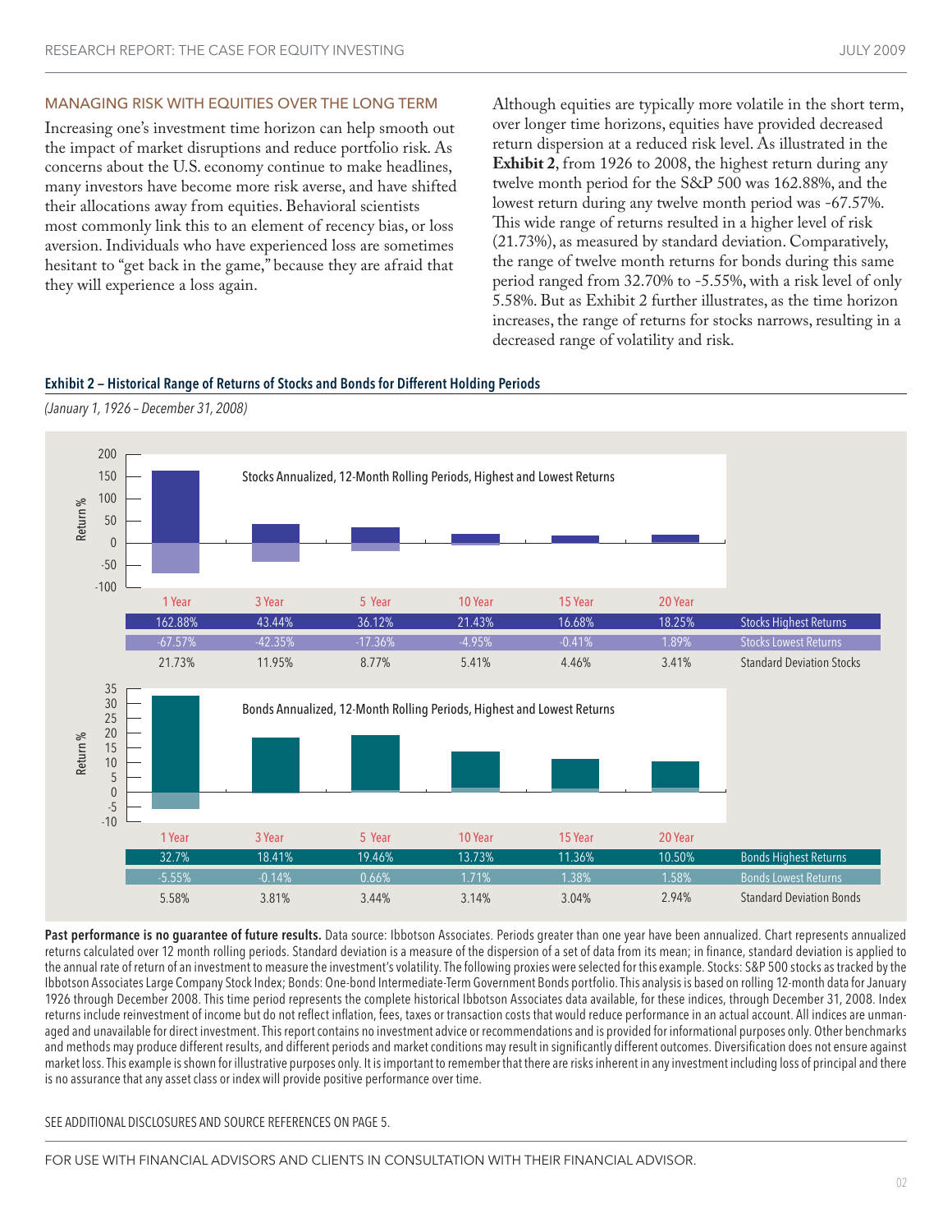## MANAGING RISK WITH EQUITIES OVER THE LONG TERM

Increasing one's investment time horizon can help smooth out the impact of market disruptions and reduce portfolio risk. As concerns about the U.S. economy continue to make headlines, many investors have become more risk averse, and have shifted their allocations away from equities. Behavioral scientists most commonly link this to an element of recency bias, or loss aversion. Individuals who have experienced loss are sometimes hesitant to "get back in the game," because they are afraid that they will experience a loss again.

Although equities are typically more volatile in the short term, over longer time horizons, equities have provided decreased return dispersion at a reduced risk level. As illustrated in the **Exhibit 2**, from 1926 to 2008, the highest return during any twelve month period for the S&P 500 was 162.88%, and the lowest return during any twelve month period was -67.57%. This wide range of returns resulted in a higher level of risk (21.73%), as measured by standard deviation. Comparatively, the range of twelve month returns for bonds during this same period ranged from 32.70% to -5.55%, with a risk level of only 5.58%. But as Exhibit 2 further illustrates, as the time horizon increases, the range of returns for stocks narrows, resulting in a decreased range of volatility and risk.

**Exhibit 2 – Historical Range of Returns of Stocks and Bonds for Different Holding Periods**

*(January 1, 1926 – December 31, 2008)*

Stocks Annualized, 12-Month Rolling Periods, Highest and Lowest Returns

| | 1 Year | 3 Year | 5 Year | 10 Year | 15 Year | 20 Year |
|---|---|---|---|---|---|---|
| Stocks Highest Returns | 162.88% | 43.44% | 36.12% | 21.43% | 16.68% | 18.25% |
| Stocks Lowest Returns | -67.57% | -42.35% | -17.36% | -4.95% | -0.41% | 1.89% |
| Standard Deviation Stocks | 21.73% | 11.95% | 8.77% | 5.41% | 4.46% | 3.41% |

Bonds Annualized, 12-Month Rolling Periods, Highest and Lowest Returns

| | 1 Year | 3 Year | 5 Year | 10 Year | 15 Year | 20 Year |
|---|---|---|---|---|---|---|
| Bonds Highest Returns | 32.7% | 18.41% | 19.46% | 13.73% | 11.36% | 10.50% |
| Bonds Lowest Returns | -5.55% | -0.14% | 0.66% | 1.71% | 1.38% | 1.58% |
| Standard Deviation Bonds | 5.58% | 3.81% | 3.44% | 3.14% | 3.04% | 2.94% |

**Past performance is no guarantee of future results.** Data source: Ibbotson Associates. Periods greater than one year have been annualized. Chart represents annualized returns calculated over 12 month rolling periods. Standard deviation is a measure of the dispersion of a set of data from its mean; in finance, standard deviation is applied to the annual rate of return of an investment to measure the investment's volatility. The following proxies were selected for this example. Stocks: S&P 500 stocks as tracked by the Ibbotson Associates Large Company Stock Index; Bonds: One-bond Intermediate-Term Government Bonds portfolio. This analysis is based on rolling 12-month data for January 1926 through December 2008. This time period represents the complete historical Ibbotson Associates data available, for these indices, through December 31, 2008. Index returns include reinvestment of income but do not reflect inflation, fees, taxes or transaction costs that would reduce performance in an actual account. All indices are unmanaged and unavailable for direct investment. This report contains no investment advice or recommendations and is provided for informational purposes only. Other benchmarks and methods may produce different results, and different periods and market conditions may result in significantly different outcomes. Diversification does not ensure against market loss. This example is shown for illustrative purposes only. It is important to remember that there are risks inherent in any investment including loss of principal and there is no assurance that any asset class or index will provide positive performance over time.

SEE ADDITIONAL DISCLOSURES AND SOURCE REFERENCES ON PAGE 5.

FOR USE WITH FINANCIAL ADVISORS AND CLIENTS IN CONSULTATION WITH THEIR FINANCIAL ADVISOR.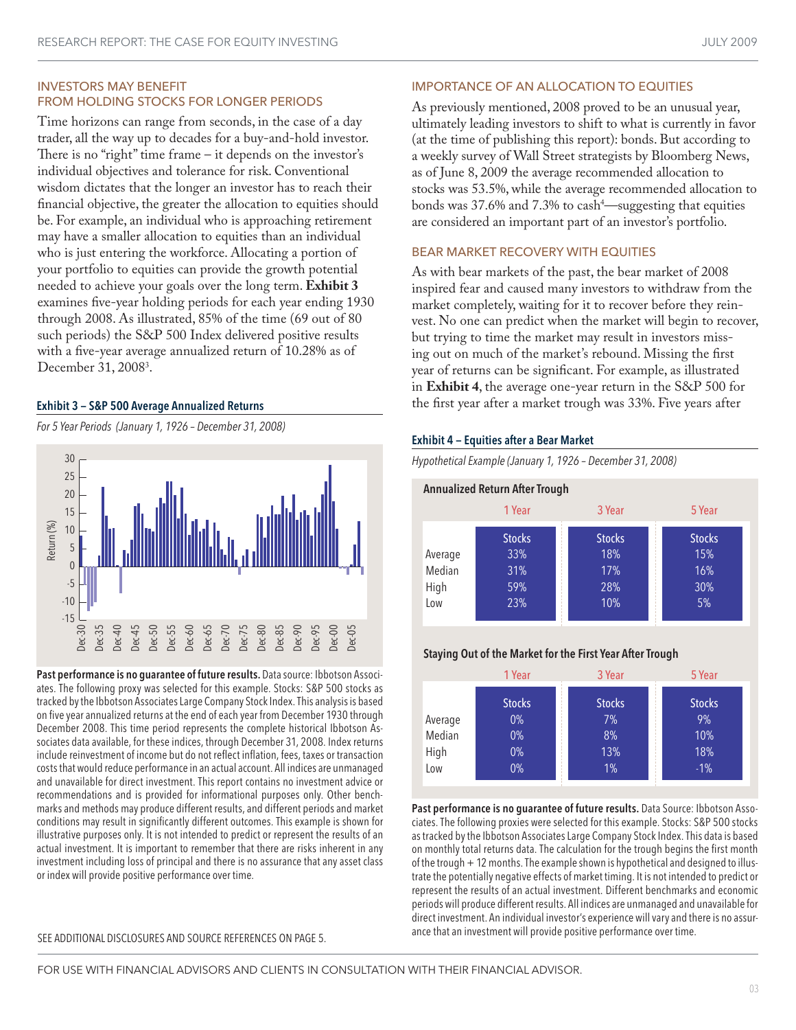## INVESTORS MAY BENEFIT FROM HOLDING STOCKS FOR LONGER PERIODS

Time horizons can range from seconds, in the case of a day trader, all the way up to decades for a buy-and-hold investor. There is no "right" time frame – it depends on the investor's individual objectives and tolerance for risk. Conventional wisdom dictates that the longer an investor has to reach their financial objective, the greater the allocation to equities should be. For example, an individual who is approaching retirement may have a smaller allocation to equities than an individual who is just entering the workforce. Allocating a portion of your portfolio to equities can provide the growth potential needed to achieve your goals over the long term. **Exhibit 3** examines five-year holding periods for each year ending 1930 through 2008. As illustrated, 85% of the time (69 out of 80 such periods) the S&P 500 Index delivered positive results with a five-year average annualized return of 10.28% as of December 31, 2008[3].

**Exhibit 3 – S&P 500 Average Annualized Returns**

*For 5 Year Periods (January 1, 1926 – December 31, 2008)*

**Past performance is no guarantee of future results.** Data source: Ibbotson Associates. The following proxy was selected for this example. Stocks: S&P 500 stocks as tracked by the Ibbotson Associates Large Company Stock Index. This analysis is based on five year annualized returns at the end of each year from December 1930 through December 2008. This time period represents the complete historical Ibbotson Associates data available, for these indices, through December 31, 2008. Index returns include reinvestment of income but do not reflect inflation, fees, taxes or transaction costs that would reduce performance in an actual account. All indices are unmanaged and unavailable for direct investment. This report contains no investment advice or recommendations and is provided for informational purposes only. Other benchmarks and methods may produce different results, and different periods and market conditions may result in significantly different outcomes. This example is shown for illustrative purposes only. It is not intended to predict or represent the results of an actual investment. It is important to remember that there are risks inherent in any investment including loss of principal and there is no assurance that any asset class or index will provide positive performance over time.

SEE ADDITIONAL DISCLOSURES AND SOURCE REFERENCES ON PAGE 5.

## IMPORTANCE OF AN ALLOCATION TO EQUITIES

As previously mentioned, 2008 proved to be an unusual year, ultimately leading investors to shift to what is currently in favor (at the time of publishing this report): bonds. But according to a weekly survey of Wall Street strategists by Bloomberg News, as of June 8, 2009 the average recommended allocation to stocks was 53.5%, while the average recommended allocation to bonds was 37.6% and 7.3% to cash[4]—suggesting that equities are considered an important part of an investor's portfolio.

## BEAR MARKET RECOVERY WITH EQUITIES

As with bear markets of the past, the bear market of 2008 inspired fear and caused many investors to withdraw from the market completely, waiting for it to recover before they reinvest. No one can predict when the market will begin to recover, but trying to time the market may result in investors missing out on much of the market's rebound. Missing the first year of returns can be significant. For example, as illustrated in **Exhibit 4**, the average one-year return in the S&P 500 for the first year after a market trough was 33%. Five years after

**Exhibit 4 – Equities after a Bear Market**

*Hypothetical Example (January 1, 1926 – December 31, 2008)*

**Annualized Return After Trough**

| | 1 Year | 3 Year | 5 Year |
|---|---|---|---|
| | Stocks | Stocks | Stocks |
| Average | 33% | 18% | 15% |
| Median | 31% | 17% | 16% |
| High | 59% | 28% | 30% |
| Low | 23% | 10% | 5% |

**Staying Out of the Market for the First Year After Trough**

| | 1 Year | 3 Year | 5 Year |
|---|---|---|---|
| | Stocks | Stocks | Stocks |
| Average | 0% | 7% | 9% |
| Median | 0% | 8% | 10% |
| High | 0% | 13% | 18% |
| Low | 0% | 1% | -1% |

**Past performance is no guarantee of future results.** Data Source: Ibbotson Associates. The following proxies were selected for this example. Stocks: S&P 500 stocks as tracked by the Ibbotson Associates Large Company Stock Index. This data is based on monthly total returns data. The calculation for the trough begins the first month of the trough + 12 months. The example shown is hypothetical and designed to illustrate the potentially negative effects of market timing. It is not intended to predict or represent the results of an actual investment. Different benchmarks and economic periods will produce different results. All indices are unmanaged and unavailable for direct investment. An individual investor's experience will vary and there is no assurance that an investment will provide positive performance over time.

FOR USE WITH FINANCIAL ADVISORS AND CLIENTS IN CONSULTATION WITH THEIR FINANCIAL ADVISOR.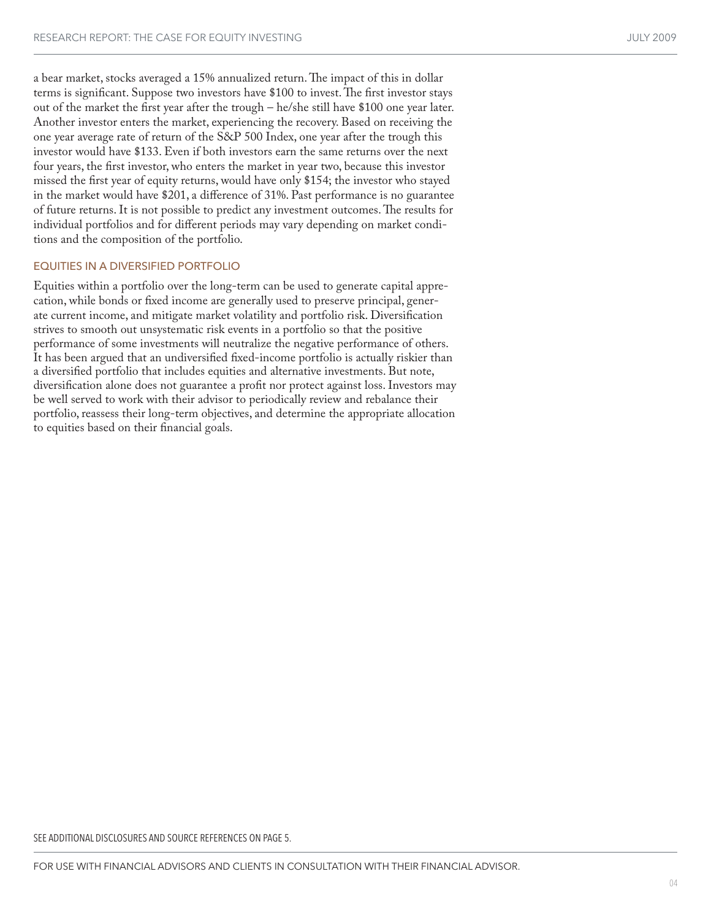a bear market, stocks averaged a 15% annualized return. The impact of this in dollar terms is significant. Suppose two investors have $100 to invest. The first investor stays out of the market the first year after the trough – he/she still have $100 one year later. Another investor enters the market, experiencing the recovery. Based on receiving the one year average rate of return of the S&P 500 Index, one year after the trough this investor would have $133. Even if both investors earn the same returns over the next four years, the first investor, who enters the market in year two, because this investor missed the first year of equity returns, would have only $154; the investor who stayed in the market would have $201, a difference of 31%. Past performance is no guarantee of future returns. It is not possible to predict any investment outcomes. The results for individual portfolios and for different periods may vary depending on market conditions and the composition of the portfolio.

## EQUITIES IN A DIVERSIFIED PORTFOLIO

Equities within a portfolio over the long-term can be used to generate capital appreciation, while bonds or fixed income are generally used to preserve principal, generate current income, and mitigate market volatility and portfolio risk. Diversification strives to smooth out unsystematic risk events in a portfolio so that the positive performance of some investments will neutralize the negative performance of others. It has been argued that an undiversified fixed-income portfolio is actually riskier than a diversified portfolio that includes equities and alternative investments. But note, diversification alone does not guarantee a profit nor protect against loss. Investors may be well served to work with their advisor to periodically review and rebalance their portfolio, reassess their long-term objectives, and determine the appropriate allocation to equities based on their financial goals.

SEE ADDITIONAL DISCLOSURES AND SOURCE REFERENCES ON PAGE 5.

FOR USE WITH FINANCIAL ADVISORS AND CLIENTS IN CONSULTATION WITH THEIR FINANCIAL ADVISOR.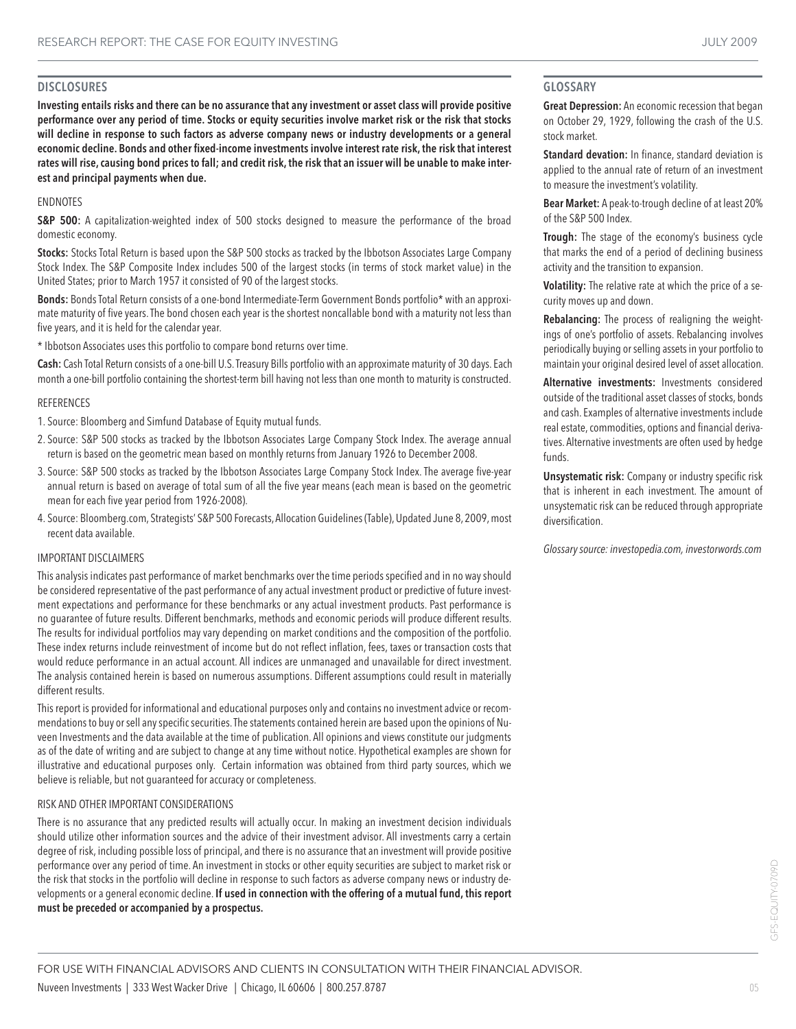## DISCLOSURES

**Investing entails risks and there can be no assurance that any investment or asset class will provide positive performance over any period of time. Stocks or equity securities involve market risk or the risk that stocks will decline in response to such factors as adverse company news or industry developments or a general economic decline. Bonds and other fixed-income investments involve interest rate risk, the risk that interest rates will rise, causing bond prices to fall; and credit risk, the risk that an issuer will be unable to make interest and principal payments when due.**

### ENDNOTES

**S&P 500:** A capitalization-weighted index of 500 stocks designed to measure the performance of the broad domestic economy.

**Stocks:** Stocks Total Return is based upon the S&P 500 stocks as tracked by the Ibbotson Associates Large Company Stock Index. The S&P Composite Index includes 500 of the largest stocks (in terms of stock market value) in the United States; prior to March 1957 it consisted of 90 of the largest stocks.

**Bonds:** Bonds Total Return consists of a one-bond Intermediate-Term Government Bonds portfolio* with an approximate maturity of five years. The bond chosen each year is the shortest noncallable bond with a maturity not less than five years, and it is held for the calendar year.

* Ibbotson Associates uses this portfolio to compare bond returns over time.

**Cash:** Cash Total Return consists of a one-bill U.S. Treasury Bills portfolio with an approximate maturity of 30 days. Each month a one-bill portfolio containing the shortest-term bill having not less than one month to maturity is constructed.

### REFERENCES

1. Source: Bloomberg and Simfund Database of Equity mutual funds.
2. Source: S&P 500 stocks as tracked by the Ibbotson Associates Large Company Stock Index. The average annual return is based on the geometric mean based on monthly returns from January 1926 to December 2008.
3. Source: S&P 500 stocks as tracked by the Ibbotson Associates Large Company Stock Index. The average five-year annual return is based on average of total sum of all the five year means (each mean is based on the geometric mean for each five year period from 1926-2008).
4. Source: Bloomberg.com, Strategists' S&P 500 Forecasts, Allocation Guidelines (Table), Updated June 8, 2009, most recent data available.

### IMPORTANT DISCLAIMERS

This analysis indicates past performance of market benchmarks over the time periods specified and in no way should be considered representative of the past performance of any actual investment product or predictive of future investment expectations and performance for these benchmarks or any actual investment products. Past performance is no guarantee of future results. Different benchmarks, methods and economic periods will produce different results. The results for individual portfolios may vary depending on market conditions and the composition of the portfolio. These index returns include reinvestment of income but do not reflect inflation, fees, taxes or transaction costs that would reduce performance in an actual account. All indices are unmanaged and unavailable for direct investment. The analysis contained herein is based on numerous assumptions. Different assumptions could result in materially different results.

This report is provided for informational and educational purposes only and contains no investment advice or recommendations to buy or sell any specific securities. The statements contained herein are based upon the opinions of Nuveen Investments and the data available at the time of publication. All opinions and views constitute our judgments as of the date of writing and are subject to change at any time without notice. Hypothetical examples are shown for illustrative and educational purposes only. Certain information was obtained from third party sources, which we believe is reliable, but not guaranteed for accuracy or completeness.

### RISK AND OTHER IMPORTANT CONSIDERATIONS

There is no assurance that any predicted results will actually occur. In making an investment decision individuals should utilize other information sources and the advice of their investment advisor. All investments carry a certain degree of risk, including possible loss of principal, and there is no assurance that an investment will provide positive performance over any period of time. An investment in stocks or other equity securities are subject to market risk or the risk that stocks in the portfolio will decline in response to such factors as adverse company news or industry developments or a general economic decline. **If used in connection with the offering of a mutual fund, this report must be preceded or accompanied by a prospectus.**

## GLOSSARY

**Great Depression:** An economic recession that began on October 29, 1929, following the crash of the U.S. stock market.

**Standard devation:** In finance, standard deviation is applied to the annual rate of return of an investment to measure the investment's volatility.

**Bear Market:** A peak-to-trough decline of at least 20% of the S&P 500 Index.

**Trough:** The stage of the economy's business cycle that marks the end of a period of declining business activity and the transition to expansion.

**Volatility:** The relative rate at which the price of a security moves up and down.

**Rebalancing:** The process of realigning the weightings of one's portfolio of assets. Rebalancing involves periodically buying or selling assets in your portfolio to maintain your original desired level of asset allocation.

**Alternative investments:** Investments considered outside of the traditional asset classes of stocks, bonds and cash. Examples of alternative investments include real estate, commodities, options and financial derivatives. Alternative investments are often used by hedge funds.

**Unsystematic risk:** Company or industry specific risk that is inherent in each investment. The amount of unsystematic risk can be reduced through appropriate diversification.

*Glossary source: investopedia.com, investorwords.com*

GFS-EQUITY-0709D

FOR USE WITH FINANCIAL ADVISORS AND CLIENTS IN CONSULTATION WITH THEIR FINANCIAL ADVISOR.

Nuveen Investments | 333 West Wacker Drive | Chicago, IL 60606 | 800.257.8787